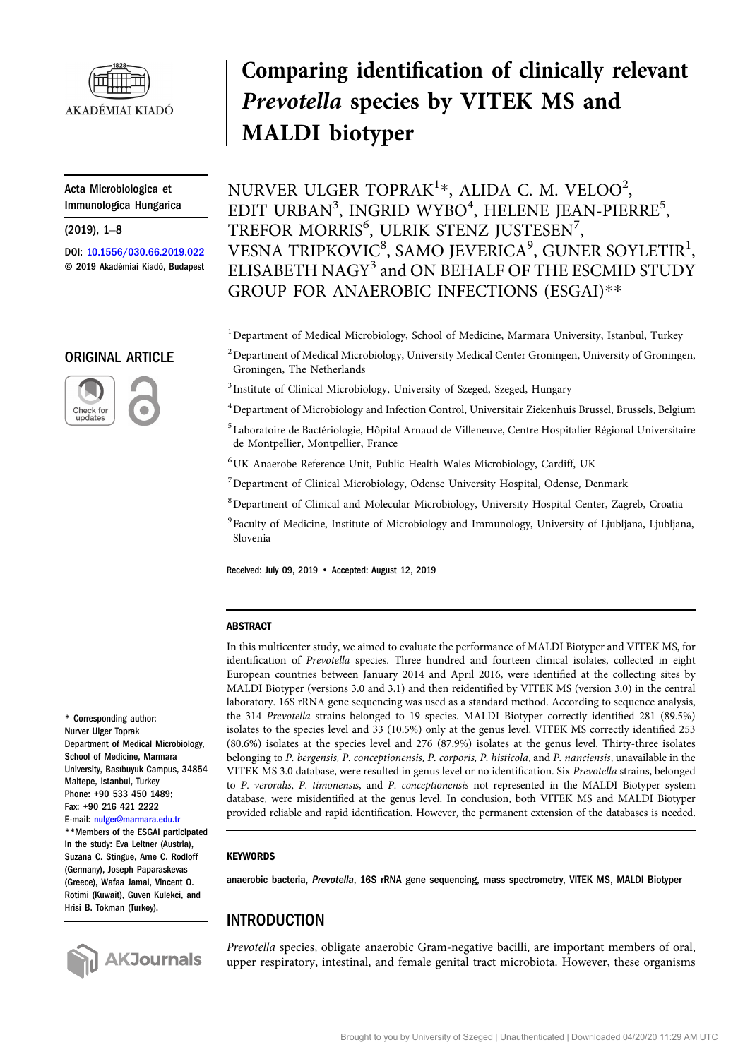Acta Microbiologica et Immunologica Hungarica

(2019), 1–8

DOI: 10.1556/030.66.2019.022
© 2019 Akadémiai Kiadó, Budapest

ORIGINAL ARTICLE

# Comparing identification of clinically relevant *Prevotella* species by VITEK MS and MALDI biotyper

NURVER ULGER TOPRAK[1]*, ALIDA C. M. VELOO[2], EDIT URBAN[3], INGRID WYBO[4], HELENE JEAN-PIERRE[5], TREFOR MORRIS[6], ULRIK STENZ JUSTESEN[7], VESNA TRIPKOVIC[8], SAMO JEVERICA[9], GUNER SOYLETIR[1], ELISABETH NAGY[3] and ON BEHALF OF THE ESCMID STUDY GROUP FOR ANAEROBIC INFECTIONS (ESGAI)**

[1] Department of Medical Microbiology, School of Medicine, Marmara University, Istanbul, Turkey

[2] Department of Medical Microbiology, University Medical Center Groningen, University of Groningen, Groningen, The Netherlands

[3] Institute of Clinical Microbiology, University of Szeged, Szeged, Hungary

[4] Department of Microbiology and Infection Control, Universitair Ziekenhuis Brussel, Brussels, Belgium

[5] Laboratoire de Bactériologie, Hôpital Arnaud de Villeneuve, Centre Hospitalier Régional Universitaire de Montpellier, Montpellier, France

[6] UK Anaerobe Reference Unit, Public Health Wales Microbiology, Cardiff, UK

[7] Department of Clinical Microbiology, Odense University Hospital, Odense, Denmark

[8] Department of Clinical and Molecular Microbiology, University Hospital Center, Zagreb, Croatia

[9] Faculty of Medicine, Institute of Microbiology and Immunology, University of Ljubljana, Ljubljana, Slovenia

Received: July 09, 2019 • Accepted: August 12, 2019

* Corresponding author:
Nurver Ulger Toprak
Department of Medical Microbiology, School of Medicine, Marmara University, Basıbuyuk Campus, 34854 Maltepe, Istanbul, Turkey
Phone: +90 533 450 1489;
Fax: +90 216 421 2222
E-mail: nulger@marmara.edu.tr

**Members of the ESGAI participated in the study: Eva Leitner (Austria), Suzana C. Stingue, Arne C. Rodloff (Germany), Joseph Paparaskevas (Greece), Wafaa Jamal, Vincent O. Rotimi (Kuwait), Guven Kulekci, and Hrisi B. Tokman (Turkey).

## ABSTRACT

In this multicenter study, we aimed to evaluate the performance of MALDI Biotyper and VITEK MS, for identification of *Prevotella* species. Three hundred and fourteen clinical isolates, collecting in eight European countries between January 2014 and April 2016, were identified at the collecting sites by MALDI Biotyper (versions 3.0 and 3.1) and then reidentified by VITEK MS (version 3.0) in the central laboratory. 16S rRNA gene sequencing was used as a standard method. According to sequence analysis, the 314 *Prevotella* strains belonged to 19 species. MALDI Biotyper correctly identified 281 (89.5%) isolates to the species level and 33 (10.5%) only at the genus level. VITEK MS correctly identified 253 (80.6%) isolates at the species level and 276 (87.9%) isolates at the genus level. Thirty-three isolates belonging to *P. bergensis, P. conceptionensis, P. corporis, P. histicola*, and *P. nanciensis*, unavailable in the VITEK MS 3.0 database, were resulted in genus level or no identification. Six *Prevotella* strains, belonged to *P. veroralis*, *P. timonensis*, and *P. conceptionensis* not represented in the MALDI Biotyper system database, were misidentified at the genus level. In conclusion, both VITEK MS and MALDI Biotyper provided reliable and rapid identification. However, the permanent extension of the databases is needed.

## KEYWORDS

anaerobic bacteria, *Prevotella*, 16S rRNA gene sequencing, mass spectrometry, VITEK MS, MALDI Biotyper

## INTRODUCTION

*Prevotella* species, obligate anaerobic Gram-negative bacilli, are important members of oral, upper respiratory, intestinal, and female genital tract microbiota. However, these organisms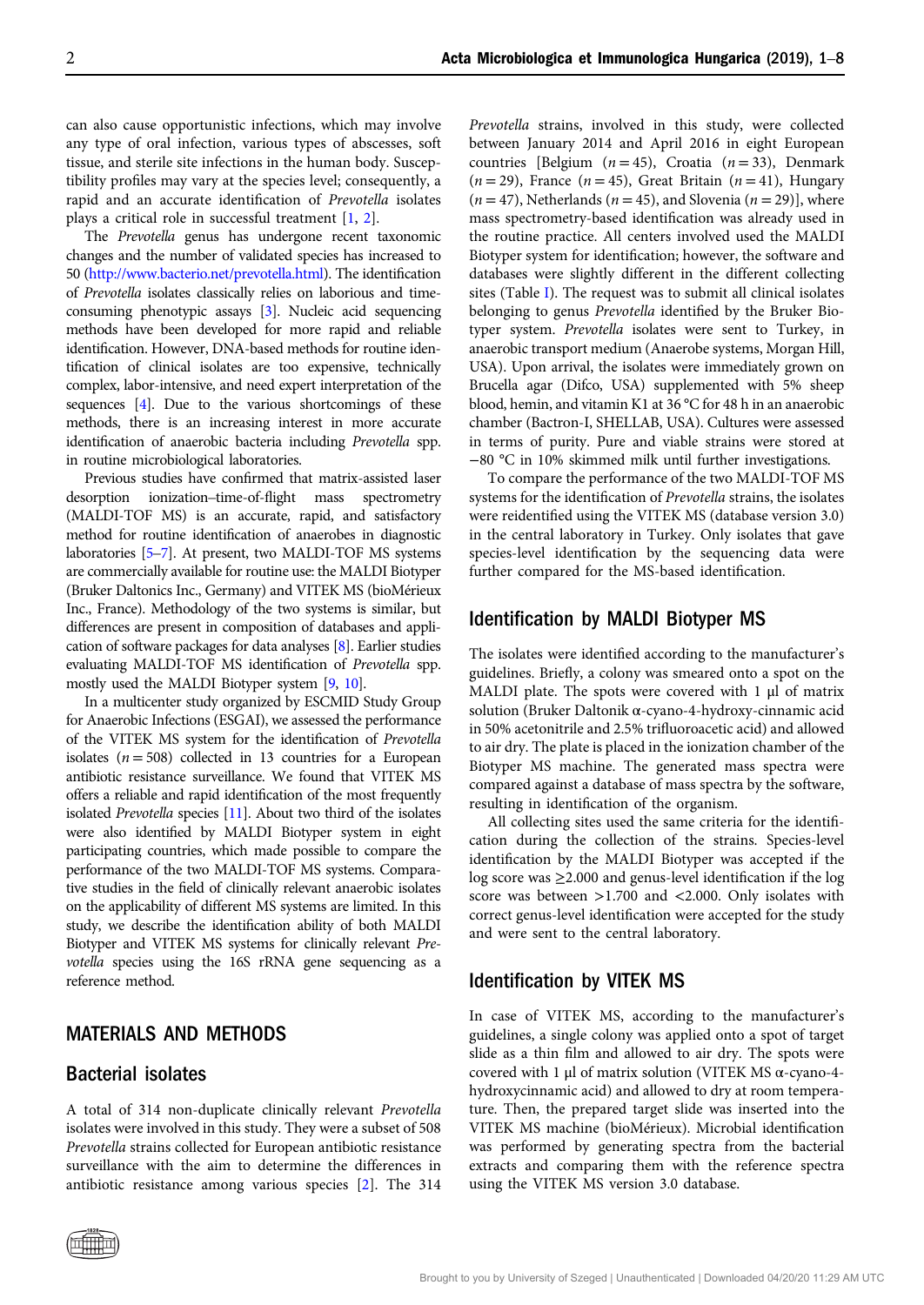can also cause opportunistic infections, which may involve any type of oral infection, various types of abscesses, soft tissue, and sterile site infections in the human body. Susceptibility profiles may vary at the species level; consequently, a rapid and an accurate identification of *Prevotella* isolates plays a critical role in successful treatment [1, 2].

The *Prevotella* genus has undergone recent taxonomic changes and the number of validated species has increased to 50 (http://www.bacterio.net/prevotella.html). The identification of *Prevotella* isolates classically relies on laborious and time-consuming phenotypic assays [3]. Nucleic acid sequencing methods have been developed for more rapid and reliable identification. However, DNA-based methods for routine identification of clinical isolates are too expensive, technically complex, labor-intensive, and need expert interpretation of the sequences [4]. Due to the various shortcomings of these methods, there is an increasing interest in more accurate identification of anaerobic bacteria including *Prevotella* spp. in routine microbiological laboratories.

Previous studies have confirmed that matrix-assisted laser desorption ionization–time-of-flight mass spectrometry (MALDI-TOF MS) is an accurate, rapid, and satisfactory method for routine identification of anaerobes in diagnostic laboratories [5–7]. At present, two MALDI-TOF MS systems are commercially available for routine use: the MALDI Biotyper (Bruker Daltonics Inc., Germany) and VITEK MS (bioMérieux Inc., France). Methodology of the two systems is similar, but differences are present in composition of databases and application of software packages for data analyses [8]. Earlier studies evaluating MALDI-TOF MS identification of *Prevotella* spp. mostly used the MALDI Biotyper system [9, 10].

In a multicenter study organized by ESCMID Study Group for Anaerobic Infections (ESGAI), we assessed the performance of the VITEK MS system for the identification of *Prevotella* isolates ($n = 508$) collected in 13 countries for a European antibiotic resistance surveillance. We found that VITEK MS offers a reliable and rapid identification of the most frequently isolated *Prevotella* species [11]. About two third of the isolates were also identified by MALDI Biotyper system in eight participating countries, which made possible to compare the performance of the two MALDI-TOF MS systems. Comparative studies in the field of clinically relevant anaerobic isolates on the applicability of different MS systems are limited. In this study, we describe the identification ability of both MALDI Biotyper and VITEK MS systems for clinically relevant *Prevotella* species using the 16S rRNA gene sequencing as a reference method.

## MATERIALS AND METHODS

### Bacterial isolates

A total of 314 non-duplicate clinically relevant *Prevotella* isolates were involved in this study. They were a subset of 508 *Prevotella* strains collected for European antibiotic resistance surveillance with the aim to determine the differences in antibiotic resistance among various species [2]. The 314 *Prevotella* strains, involved in this study, were collected between January 2014 and April 2016 in eight European countries [Belgium ($n = 45$), Croatia ($n = 33$), Denmark ($n = 29$), France ($n = 45$), Great Britain ($n = 41$), Hungary ($n = 47$), Netherlands ($n = 45$), and Slovenia ($n = 29$)], where mass spectrometry-based identification was already used in the routine practice. All centers involved used the MALDI Biotyper system for identification; however, the software and databases were slightly different in the different collecting sites (Table I). The request was to submit all clinical isolates belonging to genus *Prevotella* identified by the Bruker Biotyper system. *Prevotella* isolates were sent to Turkey, in anaerobic transport medium (Anaerobe systems, Morgan Hill, USA). Upon arrival, the isolates were immediately grown on Brucella agar (Difco, USA) supplemented with 5% sheep blood, hemin, and vitamin K1 at 36 °C for 48 h in an anaerobic chamber (Bactron-I, SHELLAB, USA). Cultures were assessed in terms of purity. Pure and viable strains were stored at −80 °C in 10% skimmed milk until further investigations.

To compare the performance of the two MALDI-TOF MS systems for the identification of *Prevotella* strains, the isolates were reidentified using the VITEK MS (database version 3.0) in the central laboratory in Turkey. Only isolates that gave species-level identification by the sequencing data were further compared for the MS-based identification.

## Identification by MALDI Biotyper MS

The isolates were identified according to the manufacturer's guidelines. Briefly, a colony was smeared onto a spot on the MALDI plate. The spots were covered with 1 μl of matrix solution (Bruker Daltonik α-cyano-4-hydroxy-cinnamic acid in 50% acetonitrile and 2.5% trifluoroacetic acid) and allowed to air dry. The plate is placed in the ionization chamber of the Biotyper MS machine. The generated mass spectra were compared against a database of mass spectra by the software, resulting in identification of the organism.

All collecting sites used the same criteria for the identification during the collection of the strains. Species-level identification by the MALDI Biotyper was accepted if the log score was ≥2.000 and genus-level identification if the log score was between >1.700 and <2.000. Only isolates with correct genus-level identification were accepted for the study and were sent to the central laboratory.

## Identification by VITEK MS

In case of VITEK MS, according to the manufacturer's guidelines, a single colony was applied onto a spot of target slide as a thin film and allowed to air dry. The spots were covered with 1 μl of matrix solution (VITEK MS α-cyano-4-hydroxycinnamic acid) and allowed to dry at room temperature. Then, the prepared target slide was inserted into the VITEK MS machine (bioMérieux). Microbial identification was performed by generating spectra from the bacterial extracts and comparing them with the reference spectra using the VITEK MS version 3.0 database.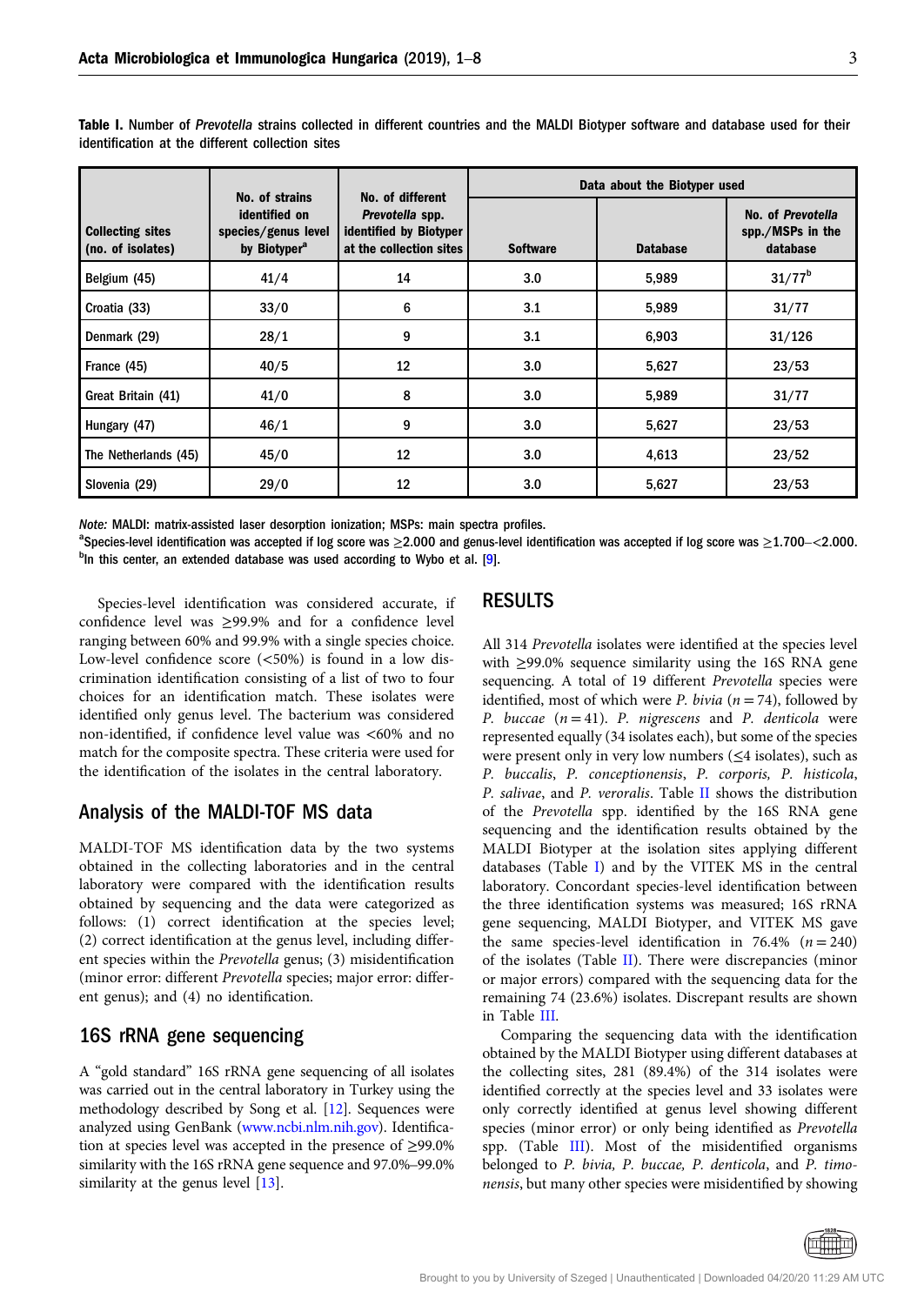**Table I.** Number of *Prevotella* strains collected in different countries and the MALDI Biotyper software and database used for their identification at the different collection sites

| Collecting sites (no. of isolates) | No. of strains identified on species/genus level by Biotyper[a] | No. of different *Prevotella* spp. identified by Biotyper at the collection sites | Data about the Biotyper used | | |
|---|---|---|---|---|---|
| | | | Software | Database | No. of *Prevotella* spp./MSPs in the database |
| Belgium (45) | 41/4 | 14 | 3.0 | 5,989 | 31/77[b] |
| Croatia (33) | 33/0 | 6 | 3.1 | 5,989 | 31/77 |
| Denmark (29) | 28/1 | 9 | 3.1 | 6,903 | 31/126 |
| France (45) | 40/5 | 12 | 3.0 | 5,627 | 23/53 |
| Great Britain (41) | 41/0 | 8 | 3.0 | 5,989 | 31/77 |
| Hungary (47) | 46/1 | 9 | 3.0 | 5,627 | 23/53 |
| The Netherlands (45) | 45/0 | 12 | 3.0 | 4,613 | 23/52 |
| Slovenia (29) | 29/0 | 12 | 3.0 | 5,627 | 23/53 |

*Note:* MALDI: matrix-assisted laser desorption ionization; MSPs: main spectra profiles.
[a]Species-level identification was accepted if log score was ≥2.000 and genus-level identification was accepted if log score was ≥1.700–<2.000.
[b]In this center, an extended database was used according to Wybo et al. [9].

Species-level identification was considered accurate, if confidence level was ≥99.9% and for a confidence level ranging between 60% and 99.9% with a single species choice. Low-level confidence score (<50%) is found in a low discrimination identification consisting of a list of two to four choices for an identification match. These isolates were identified only genus level. The bacterium was considered non-identified, if confidence level value was <60% and no match for the composite spectra. These criteria were used for the identification of the isolates in the central laboratory.

## Analysis of the MALDI-TOF MS data

MALDI-TOF MS identification data by the two systems obtained in the collecting laboratories and in the central laboratory were compared with the identification results obtained by sequencing and the data were categorized as follows: (1) correct identification at the species level; (2) correct identification at the genus level, including different species within the *Prevotella* genus; (3) misidentification (minor error: different *Prevotella* species; major error: different genus); and (4) no identification.

## 16S rRNA gene sequencing

A "gold standard" 16S rRNA gene sequencing of all isolates was carried out in the central laboratory in Turkey using the methodology described by Song et al. [12]. Sequences were analyzed using GenBank (www.ncbi.nlm.nih.gov). Identification at species level was accepted in the presence of ≥99.0% similarity with the 16S rRNA gene sequence and 97.0%–99.0% similarity at the genus level [13].

# RESULTS

All 314 *Prevotella* isolates were identified at the species level with ≥99.0% sequence similarity using the 16S RNA gene sequencing. A total of 19 different *Prevotella* species were identified, most of which were *P. bivia* ($n = 74$), followed by *P. buccae* ($n = 41$). *P. nigrescens* and *P. denticola* were represented equally (34 isolates each), but some of the species were present only in very low numbers (≤4 isolates), such as *P. buccalis*, *P. conceptionensis*, *P. corporis*, *P. histicola*, *P. salivae*, and *P. veroralis*. Table II shows the distribution of the *Prevotella* spp. identified by the 16S RNA gene sequencing and the identification results obtained by the MALDI Biotyper at the isolation sites applying different databases (Table I) and by the VITEK MS in the central laboratory. Concordant species-level identification between the three identification systems was measured; 16S rRNA gene sequencing, MALDI Biotyper, and VITEK MS gave the same species-level identification in 76.4% ($n = 240$) of the isolates (Table II). There were discrepancies (minor or major errors) compared with the sequencing data for the remaining 74 (23.6%) isolates. Discrepant results are shown in Table III.

Comparing the sequencing data with the identification obtained by the MALDI Biotyper using different databases at the collecting sites, 281 (89.4%) of the 314 isolates were identified correctly at the species level and 33 isolates were only correctly identified at genus level showing different species (minor error) or only being identified as *Prevotella* spp. (Table III). Most of the misidentified organisms belonged to *P. bivia, P. buccae, P. denticola*, and *P. timonensis*, but many other species were misidentified by showing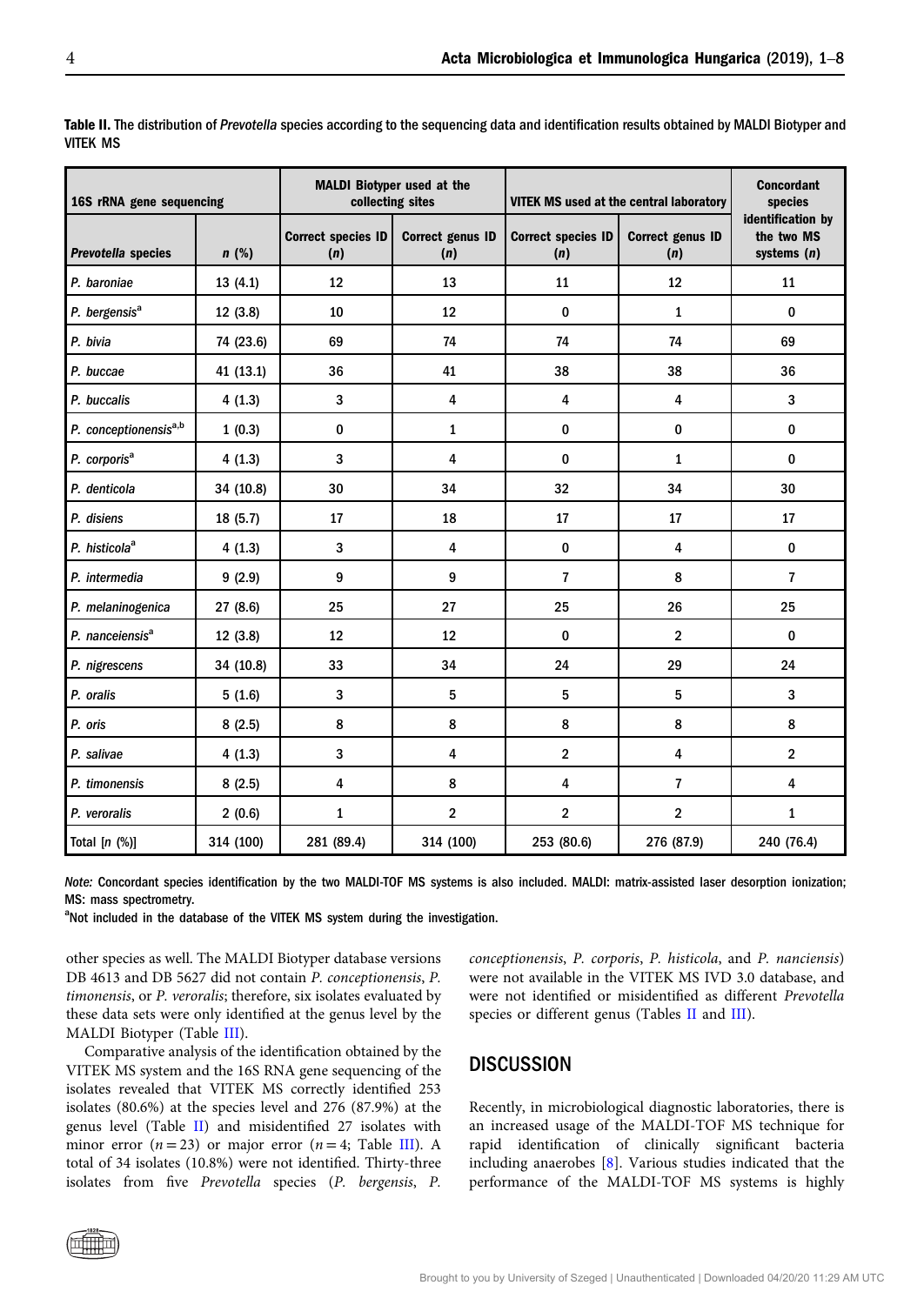**Table II.** The distribution of *Prevotella* species according to the sequencing data and identification results obtained by MALDI Biotyper and VITEK MS

| 16S rRNA gene sequencing | | MALDI Biotyper used at the collecting sites | | VITEK MS used at the central laboratory | | Concordant species identification by the two MS systems (*n*) |
|---|---|---|---|---|---|---|
| ***Prevotella* species** | ***n* (%)** | **Correct species ID (*n*)** | **Correct genus ID (*n*)** | **Correct species ID (*n*)** | **Correct genus ID (*n*)** | |
| *P. baroniae* | 13 (4.1) | 12 | 13 | 11 | 12 | 11 |
| *P. bergensis*[a] | 12 (3.8) | 10 | 12 | 0 | 1 | 0 |
| *P. bivia* | 74 (23.6) | 69 | 74 | 74 | 74 | 69 |
| *P. buccae* | 41 (13.1) | 36 | 41 | 38 | 38 | 36 |
| *P. buccalis* | 4 (1.3) | 3 | 4 | 4 | 4 | 3 |
| *P. conceptionensis*[a,b] | 1 (0.3) | 0 | 1 | 0 | 0 | 0 |
| *P. corporis*[a] | 4 (1.3) | 3 | 4 | 0 | 1 | 0 |
| *P. denticola* | 34 (10.8) | 30 | 34 | 32 | 34 | 30 |
| *P. disiens* | 18 (5.7) | 17 | 18 | 17 | 17 | 17 |
| *P. histicola*[a] | 4 (1.3) | 3 | 4 | 0 | 4 | 0 |
| *P. intermedia* | 9 (2.9) | 9 | 9 | 7 | 8 | 7 |
| *P. melaninogenica* | 27 (8.6) | 25 | 27 | 25 | 26 | 25 |
| *P. nanceiensis*[a] | 12 (3.8) | 12 | 12 | 0 | 2 | 0 |
| *P. nigrescens* | 34 (10.8) | 33 | 34 | 24 | 29 | 24 |
| *P. oralis* | 5 (1.6) | 3 | 5 | 5 | 5 | 3 |
| *P. oris* | 8 (2.5) | 8 | 8 | 8 | 8 | 8 |
| *P. salivae* | 4 (1.3) | 3 | 4 | 2 | 4 | 2 |
| *P. timonensis* | 8 (2.5) | 4 | 8 | 4 | 7 | 4 |
| *P. veroralis* | 2 (0.6) | 1 | 2 | 2 | 2 | 1 |
| Total [*n* (%)] | 314 (100) | 281 (89.4) | 314 (100) | 253 (80.6) | 276 (87.9) | 240 (76.4) |

*Note:* Concordant species identification by the two MALDI-TOF MS systems is also included. MALDI: matrix-assisted laser desorption ionization; MS: mass spectrometry.

[a]Not included in the database of the VITEK MS system during the investigation.

other species as well. The MALDI Biotyper database versions DB 4613 and DB 5627 did not contain *P. conceptionensis*, *P. timonensis*, or *P. veroralis*; therefore, six isolates evaluated by these data sets were only identified at the genus level by the MALDI Biotyper (Table III).

Comparative analysis of the identification obtained by the VITEK MS system and the 16S RNA gene sequencing of the isolates revealed that VITEK MS correctly identified 253 isolates (80.6%) at the species level and 276 (87.9%) at the genus level (Table II) and misidentified 27 isolates with minor error ($n = 23$) or major error ($n = 4$; Table III). A total of 34 isolates (10.8%) were not identified. Thirty-three isolates from five *Prevotella* species (*P. bergensis*, *P. conceptionensis*, *P. corporis*, *P. histicola*, and *P. nanciensis*) were not available in the VITEK MS IVD 3.0 database, and were not identified or misidentified as different *Prevotella* species or different genus (Tables II and III).

## DISCUSSION

Recently, in microbiological diagnostic laboratories, there is an increased usage of the MALDI-TOF MS technique for rapid identification of clinically significant bacteria including anaerobes [8]. Various studies indicated that the performance of the MALDI-TOF MS systems is highly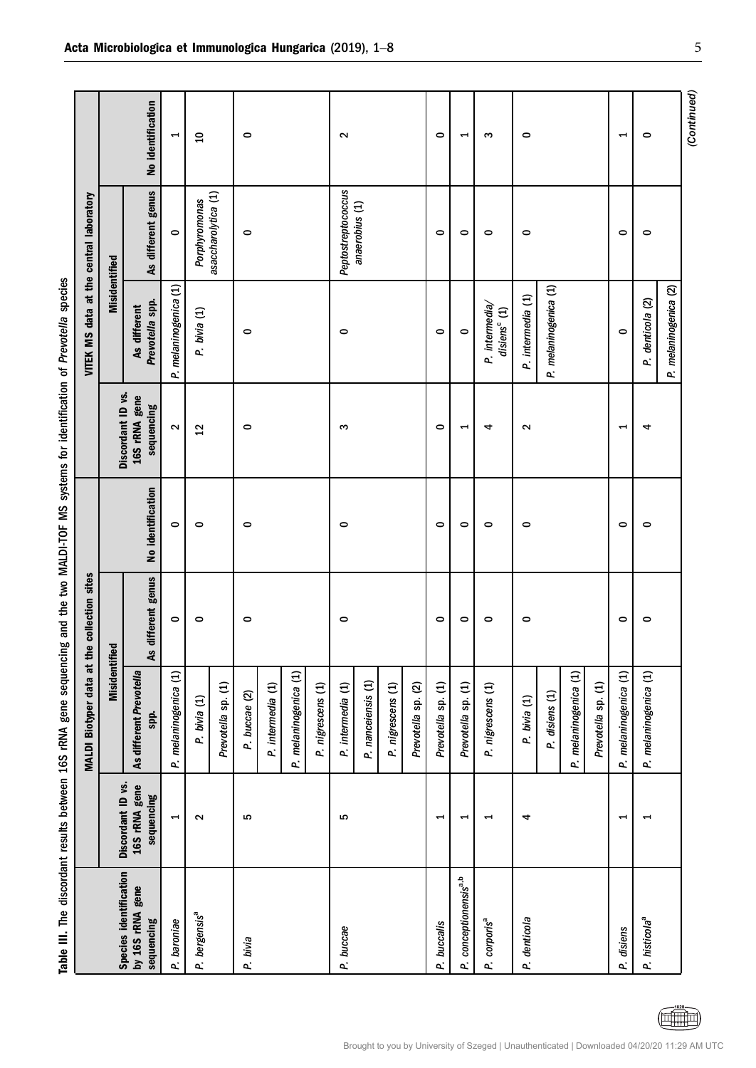**Table III.** The discordant results between 16S rRNA gene sequencing and the two MALDI-TOF MS systems for identification of *Prevotella* species

| Species identification by 16S rRNA gene sequencing | MALDI Biotyper data at the collection sites | | | | VITEK MS data at the central laboratory | | | |
|---|---|---|---|---|---|---|---|---|
| | Discordant ID vs. 16S rRNA gene sequencing | Misidentified | | No identification | Discordant ID vs. 16S rRNA gene sequencing | Misidentified | | No identification |
| | | As different *Prevotella* spp. | As different genus | | | As different *Prevotella* spp. | As different genus | |
| *P. baroniae* | 1 | *P. melaninogenica* (1) | 0 | 0 | 2 | *P. melaninogenica* (1) | 0 | 1 |
| *P. bergensis*[a] | 2 | *P. bivia* (1) | 0 | 0 | 12 | *P. bivia* (1) | *Porphyromonas asaccharolytica* (1) | 10 |
| | | *Prevotella* sp. (1) | | | | | | |
| *P. bivia* | 5 | *P. buccae* (2) | 0 | 0 | 0 | 0 | 0 | 0 |
| | | *P. intermedia* (1) | | | | | | |
| | | *P. melaninogenica* (1) | | | | | | |
| | | *P. nigrescens* (1) | | | | | | |
| *P. buccae* | 5 | *P. intermedia* (1) | 0 | 0 | 3 | 0 | *Peptostreptococcus anaerobius* (1) | 2 |
| | | *P. nanceiensis* (1) | | | | | | |
| | | *P. nigrescens* (1) | | | | | | |
| | | *Prevotella* sp. (2) | | | | | | |
| *P. buccalis* | 1 | *Prevotella* sp. (1) | 0 | 0 | 0 | 0 | 0 | 0 |
| *P. conceptionensis*[a,b] | 1 | *Prevotella* sp. (1) | 0 | 0 | 1 | 0 | 0 | 1 |
| *P. corporis*[a] | 1 | *P. nigrescens* (1) | 0 | 0 | 4 | *P. intermedia/ disiens*[c] (1) | 0 | 3 |
| *P. denticola* | 4 | *P. bivia* (1) | 0 | 0 | 2 | *P. intermedia* (1) | 0 | 0 |
| | | *P. disiens* (1) | | | | *P. melaninogenica* (1) | | |
| | | *P. melaninogenica* (1) | | | | | | |
| | | *Prevotella* sp. (1) | | | | | | |
| *P. disiens* | 1 | *P. melaninogenica* (1) | 0 | 0 | 1 | 0 | 0 | 1 |
| *P. histicola*[a] | 1 | *P. melaninogenica* (1) | 0 | 0 | 4 | *P. denticola* (2) | 0 | 0 |
| | | | | | | *P. melaninogenica* (2) | | |

*(Continued)*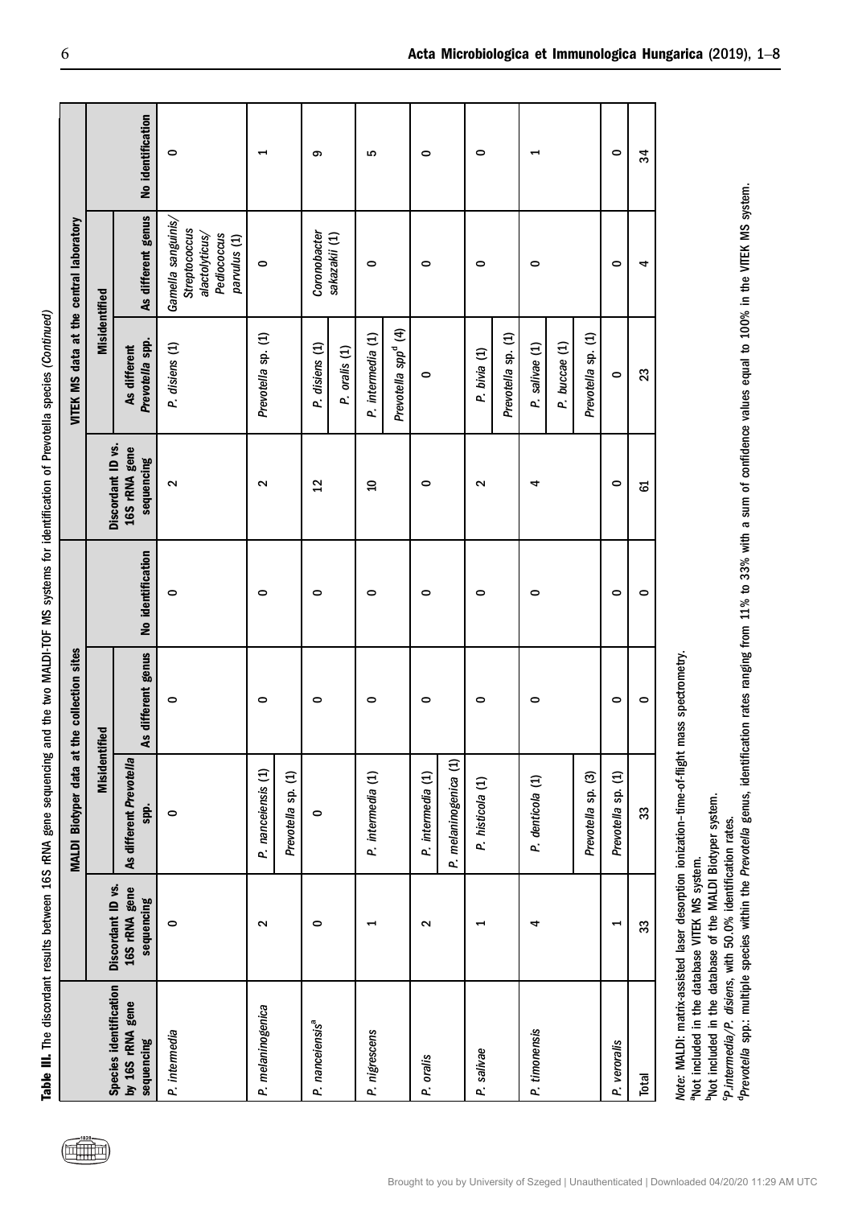**Table III.** The discordant results between 16S rRNA gene sequencing and the two MALDI-TOF MS systems for identification of Prevotella species (*Continued*)

| Species identification by 16S rRNA gene sequencing | MALDI Biotyper data at the collection sites | | | | VITEK MS data at the central laboratory | | | |
|---|---|---|---|---|---|---|---|---|
| | Discordant ID vs. 16S rRNA gene sequencing | Misidentified | | No identification | Discordant ID vs. 16S rRNA gene sequencing | Misidentified | | No identification |
| | | As different *Prevotella* spp. | As different genus | | | As different *Prevotella* spp. | As different genus | |
| *P. intermedia* | 0 | 0 | 0 | 0 | 2 | *P. disiens* (1) | *Gamella sanguinis/Streptococcus alactolyticus/Pediococcus parvulus* (1) | 0 |
| *P. melaninogenica* | 2 | *P. nanceiensis* (1)<br>*Prevotella* sp. (1) | 0 | 0 | 2 | *Prevotella* sp. (1) | 0 | 1 |
| *P. nanceiensis*[a] | 0 | 0 | 0 | 0 | 12 | *P. disiens* (1)<br>*P. oralis* (1) | *Coronobacter sakazakii* (1) | 9 |
| *P. nigrescens* | 1 | *P. intermedia* (1) | 0 | 0 | 10 | *P. intermedia* (1)<br>*Prevotella* spp[d] (4) | 0 | 5 |
| *P. oralis* | 2 | *P. intermedia* (1)<br>*P. melaninogenica* (1) | 0 | 0 | 0 | 0 | 0 | 0 |
| *P. salivae* | 1 | *P. histicola* (1) | 0 | 0 | 2 | *P. bivia* (1)<br>*Prevotella* sp. (1) | 0 | 0 |
| *P. timonensis* | 4 | *P. denticola* (1)<br>*Prevotella* sp. (3) | 0 | 0 | 4 | *P. salivae* (1)<br>*P. buccae* (1)<br>*Prevotella* sp. (1) | 0 | 1 |
| *P. veroralis* | 1 | *Prevotella* sp. (1) | 0 | 0 | 0 | 0 | 0 | 0 |
| Total | 33 | 33 | 0 | 0 | 61 | 23 | 4 | 34 |

*Note:* MALDI: matrix-assisted laser desorption ionization–time-of-flight mass spectrometry.
[a]Not included in the database VITEK MS system.
[b]Not included in the database of the MALDI Biotyper system.
[c]*P. intermedia/P. disiens*, with 50.0% identification rates.
[d]*Prevotella* spp.: multiple species within the *Prevotella* genus, identification rates ranging from 11% to 33% with a sum of confidence values equal to 100% in the VITEK MS system.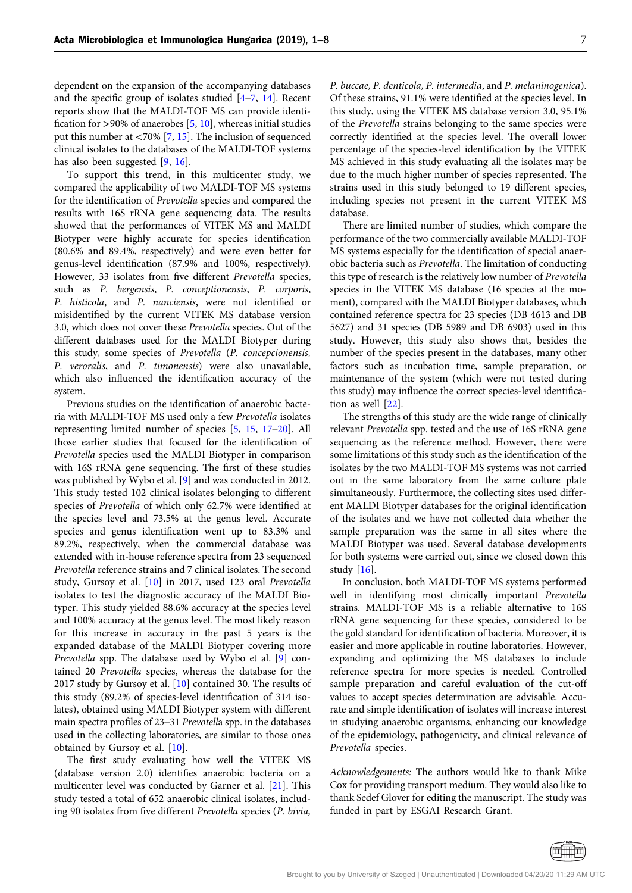dependent on the expansion of the accompanying databases and the specific group of isolates studied [4–7, 14]. Recent reports show that the MALDI-TOF MS can provide identification for >90% of anaerobes [5, 10], whereas initial studies put this number at <70% [7, 15]. The inclusion of sequenced clinical isolates to the databases of the MALDI-TOF systems has also been suggested [9, 16].

To support this trend, in this multicenter study, we compared the applicability of two MALDI-TOF MS systems for the identification of *Prevotella* species and compared the results with 16S rRNA gene sequencing data. The results showed that the performances of VITEK MS and MALDI Biotyper were highly accurate for species identification (80.6% and 89.4%, respectively) and were even better for genus-level identification (87.9% and 100%, respectively). However, 33 isolates from five different *Prevotella* species, such as *P. bergensis*, *P. conceptionensis*, *P. corporis*, *P. histicola*, and *P. nanciensis*, were not identified or misidentified by the current VITEK MS database version 3.0, which does not cover these *Prevotella* species. Out of the different databases used for the MALDI Biotyper during this study, some species of *Prevotella* (*P. concepcionensis*, *P. veroralis*, and *P. timonensis*) were also unavailable, which also influenced the identification accuracy of the system.

Previous studies on the identification of anaerobic bacteria with MALDI-TOF MS used only a few *Prevotella* isolates representing limited number of species [5, 15, 17–20]. All those earlier studies that focused for the identification of *Prevotella* species used the MALDI Biotyper in comparison with 16S rRNA gene sequencing. The first of these studies was published by Wybo et al. [9] and was conducted in 2012. This study tested 102 clinical isolates belonging to different species of *Prevotella* of which only 62.7% were identified at the species level and 73.5% at the genus level. Accurate species and genus identification went up to 83.3% and 89.2%, respectively, when the commercial database was extended with in-house reference spectra from 23 sequenced *Prevotella* reference strains and 7 clinical isolates. The second study, Gursoy et al. [10] in 2017, used 123 oral *Prevotella* isolates to test the diagnostic accuracy of the MALDI Biotyper. This study yielded 88.6% accuracy at the species level and 100% accuracy at the genus level. The most likely reason for this increase in accuracy in the past 5 years is the expanded database of the MALDI Biotyper covering more *Prevotella* spp. The database used by Wybo et al. [9] contained 20 *Prevotella* species, whereas the database for the 2017 study by Gursoy et al. [10] contained 30. The results of this study (89.2% of species-level identification of 314 isolates), obtained using MALDI Biotyper system with different main spectra profiles of 23–31 *Prevotella* spp. in the databases used in the collecting laboratories, are similar to those ones obtained by Gursoy et al. [10].

The first study evaluating how well the VITEK MS (database version 2.0) identifies anaerobic bacteria on a multicenter level was conducted by Garner et al. [21]. This study tested a total of 652 anaerobic clinical isolates, including 90 isolates from five different *Prevotella* species (*P. bivia, P. buccae, P. denticola, P. intermedia*, and *P. melaninogenica*). Of these strains, 91.1% were identified at the species level. In this study, using the VITEK MS database version 3.0, 95.1% of the *Prevotella* strains belonging to the same species were correctly identified at the species level. The overall lower percentage of the species-level identification by the VITEK MS achieved in this study evaluating all the isolates may be due to the much higher number of species represented. The strains used in this study belonged to 19 different species, including species not present in the current VITEK MS database.

There are limited number of studies, which compare the performance of the two commercially available MALDI-TOF MS systems especially for the identification of special anaerobic bacteria such as *Prevotella*. The limitation of conducting this type of research is the relatively low number of *Prevotella* species in the VITEK MS database (16 species at the moment), compared with the MALDI Biotyper databases, which contained reference spectra for 23 species (DB 4613 and DB 5627) and 31 species (DB 5989 and DB 6903) used in this study. However, this study also shows that, besides the number of the species present in the databases, many other factors such as incubation time, sample preparation, or maintenance of the system (which were not tested during this study) may influence the correct species-level identification as well [22].

The strengths of this study are the wide range of clinically relevant *Prevotella* spp. tested and the use of 16S rRNA gene sequencing as the reference method. However, there were some limitations of this study such as the identification of the isolates by the two MALDI-TOF MS systems was not carried out in the same laboratory from the same culture plate simultaneously. Furthermore, the collecting sites used different MALDI Biotyper databases for the original identification of the isolates and we have not collected data whether the sample preparation was the same in all sites where the MALDI Biotyper was used. Several database developments for both systems were carried out, since we closed down this study [16].

In conclusion, both MALDI-TOF MS systems performed well in identifying most clinically important *Prevotella* strains. MALDI-TOF MS is a reliable alternative to 16S rRNA gene sequencing for these species, considered to be the gold standard for identification of bacteria. Moreover, it is easier and more applicable in routine laboratories. However, expanding and optimizing the MS databases to include reference spectra for more species is needed. Controlled sample preparation and careful evaluation of the cut-off values to accept species determination are advisable. Accurate and simple identification of isolates will increase interest in studying anaerobic organisms, enhancing our knowledge of the epidemiology, pathogenicity, and clinical relevance of *Prevotella* species.

*Acknowledgements:* The authors would like to thank Mike Cox for providing transport medium. They would also like to thank Sedef Glover for editing the manuscript. The study was funded in part by ESGAI Research Grant.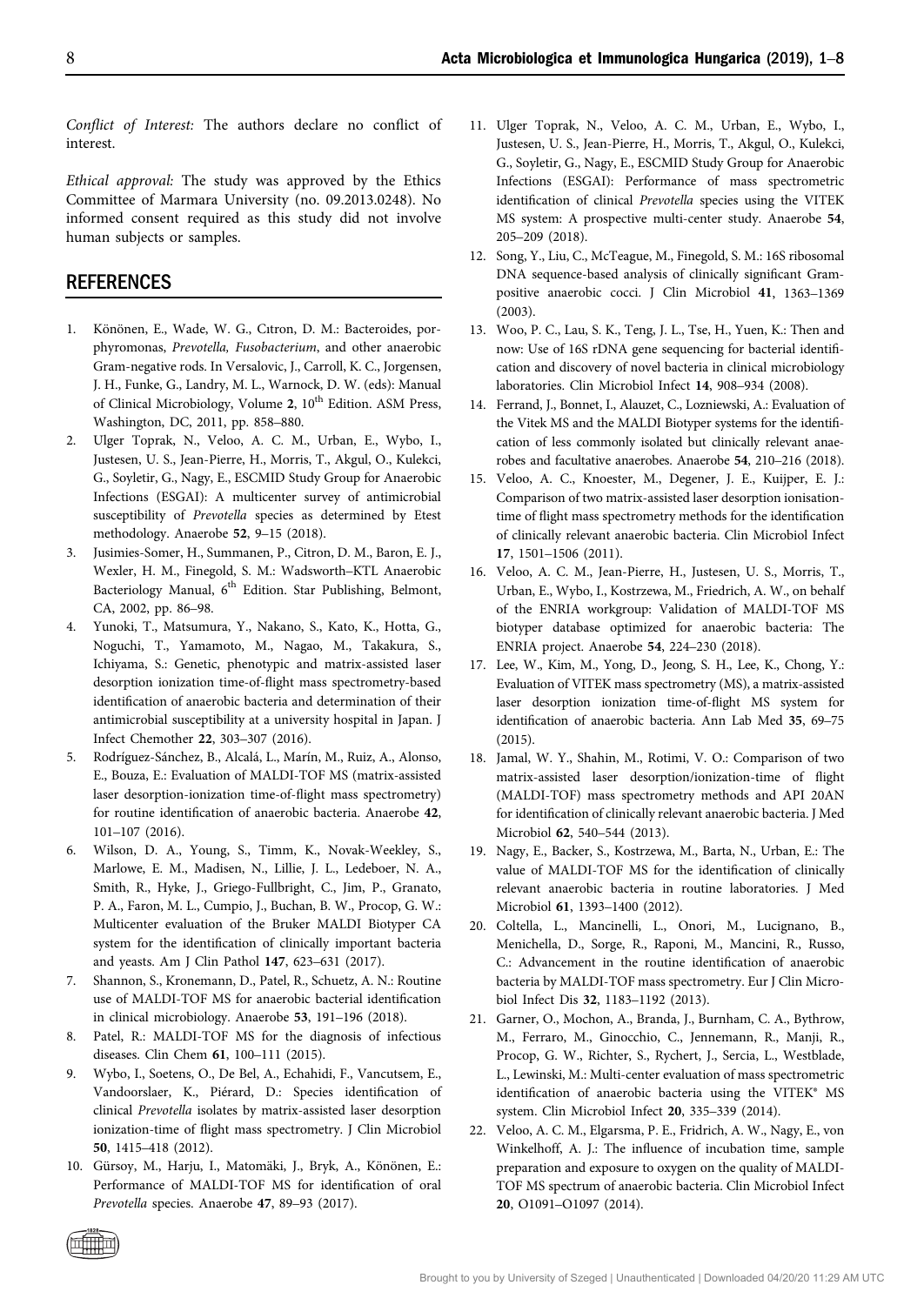*Conflict of Interest:* The authors declare no conflict of interest.

*Ethical approval:* The study was approved by the Ethics Committee of Marmara University (no. 09.2013.0248). No informed consent required as this study did not involve human subjects or samples.

## REFERENCES

1. Könönen, E., Wade, W. G., Cıtron, D. M.: Bacteroides, porphyromonas, *Prevotella, Fusobacterium*, and other anaerobic Gram-negative rods. In Versalovic, J., Carroll, K. C., Jorgensen, J. H., Funke, G., Landry, M. L., Warnock, D. W. (eds): Manual of Clinical Microbiology, Volume **2**, 10th Edition. ASM Press, Washington, DC, 2011, pp. 858–880.
2. Ulger Toprak, N., Veloo, A. C. M., Urban, E., Wybo, I., Justesen, U. S., Jean-Pierre, H., Morris, T., Akgul, O., Kulekci, G., Soyletir, G., Nagy, E., ESCMID Study Group for Anaerobic Infections (ESGAI): A multicenter survey of antimicrobial susceptibility of *Prevotella* species as determined by Etest methodology. Anaerobe **52**, 9–15 (2018).
3. Jusimies-Somer, H., Summanen, P., Citron, D. M., Baron, E. J., Wexler, H. M., Finegold, S. M.: Wadsworth–KTL Anaerobic Bacteriology Manual, 6th Edition. Star Publishing, Belmont, CA, 2002, pp. 86–98.
4. Yunoki, T., Matsumura, Y., Nakano, S., Kato, K., Hotta, G., Noguchi, T., Yamamoto, M., Nagao, M., Takakura, S., Ichiyama, S.: Genetic, phenotypic and matrix-assisted laser desorption ionization time-of-flight mass spectrometry-based identification of anaerobic bacteria and determination of their antimicrobial susceptibility at a university hospital in Japan. J Infect Chemother **22**, 303–307 (2016).
5. Rodríguez-Sánchez, B., Alcalá, L., Marín, M., Ruiz, A., Alonso, E., Bouza, E.: Evaluation of MALDI-TOF MS (matrix-assisted laser desorption-ionization time-of-flight mass spectrometry) for routine identification of anaerobic bacteria. Anaerobe **42**, 101–107 (2016).
6. Wilson, D. A., Young, S., Timm, K., Novak-Weekley, S., Marlowe, E. M., Madisen, N., Lillie, J. L., Ledeboer, N. A., Smith, R., Hyke, J., Griego-Fullbright, C., Jim, P., Granato, P. A., Faron, M. L., Cumpio, J., Buchan, B. W., Procop, G. W.: Multicenter evaluation of the Bruker MALDI Biotyper CA system for the identification of clinically important bacteria and yeasts. Am J Clin Pathol **147**, 623–631 (2017).
7. Shannon, S., Kronemann, D., Patel, R., Schuetz, A. N.: Routine use of MALDI-TOF MS for anaerobic bacterial identification in clinical microbiology. Anaerobe **53**, 191–196 (2018).
8. Patel, R.: MALDI-TOF MS for the diagnosis of infectious diseases. Clin Chem **61**, 100–111 (2015).
9. Wybo, I., Soetens, O., De Bel, A., Echahidi, F., Vancutsem, E., Vandoorslaer, K., Piérard, D.: Species identification of clinical *Prevotella* isolates by matrix-assisted laser desorption ionization-time of flight mass spectrometry. J Clin Microbiol **50**, 1415–418 (2012).
10. Gürsoy, M., Harju, I., Matomäki, J., Bryk, A., Könönen, E.: Performance of MALDI-TOF MS for identification of oral *Prevotella* species. Anaerobe **47**, 89–93 (2017).
11. Ulger Toprak, N., Veloo, A. C. M., Urban, E., Wybo, I., Justesen, U. S., Jean-Pierre, H., Morris, T., Akgul, O., Kulekci, G., Soyletir, G., Nagy, E., ESCMID Study Group for Anaerobic Infections (ESGAI): Performance of mass spectrometric identification of clinical *Prevotella* species using the VITEK MS system: A prospective multi-center study. Anaerobe **54**, 205–209 (2018).
12. Song, Y., Liu, C., McTeague, M., Finegold, S. M.: 16S ribosomal DNA sequence-based analysis of clinically significant Gram-positive anaerobic cocci. J Clin Microbiol **41**, 1363–1369 (2003).
13. Woo, P. C., Lau, S. K., Teng, J. L., Tse, H., Yuen, K.: Then and now: Use of 16S rDNA gene sequencing for bacterial identification and discovery of novel bacteria in clinical microbiology laboratories. Clin Microbiol Infect **14**, 908–934 (2008).
14. Ferrand, J., Bonnet, I., Alauzet, C., Lozniewski, A.: Evaluation of the Vitek MS and the MALDI Biotyper systems for the identification of less commonly isolated but clinically relevant anaerobes and facultative anaerobes. Anaerobe **54**, 210–216 (2018).
15. Veloo, A. C., Knoester, M., Degener, J. E., Kuijper, E. J.: Comparison of two matrix-assisted laser desorption ionisation-time of flight mass spectrometry methods for the identification of clinically relevant anaerobic bacteria. Clin Microbiol Infect **17**, 1501–1506 (2011).
16. Veloo, A. C. M., Jean-Pierre, H., Justesen, U. S., Morris, T., Urban, E., Wybo, I., Kostrzewa, M., Friedrich, A. W., on behalf of the ENRIA workgroup: Validation of MALDI-TOF MS biotyper database optimized for anaerobic bacteria: The ENRIA project. Anaerobe **54**, 224–230 (2018).
17. Lee, W., Kim, M., Yong, D., Jeong, S. H., Lee, K., Chong, Y.: Evaluation of VITEK mass spectrometry (MS), a matrix-assisted laser desorption ionization time-of-flight MS system for identification of anaerobic bacteria. Ann Lab Med **35**, 69–75 (2015).
18. Jamal, W. Y., Shahin, M., Rotimi, V. O.: Comparison of two matrix-assisted laser desorption/ionization-time of flight (MALDI-TOF) mass spectrometry methods and API 20AN for identification of clinically relevant anaerobic bacteria. J Med Microbiol **62**, 540–544 (2013).
19. Nagy, E., Backer, S., Kostrzewa, M., Barta, N., Urban, E.: The value of MALDI-TOF MS for the identification of clinically relevant anaerobic bacteria in routine laboratories. J Med Microbiol **61**, 1393–1400 (2012).
20. Coltella, L., Mancinelli, L., Onori, M., Lucignano, B., Menichella, D., Sorge, R., Raponi, M., Mancini, R., Russo, C.: Advancement in the routine identification of anaerobic bacteria by MALDI-TOF mass spectrometry. Eur J Clin Microbiol Infect Dis **32**, 1183–1192 (2013).
21. Garner, O., Mochon, A., Branda, J., Burnham, C. A., Bythrow, M., Ferraro, M., Ginocchio, C., Jennemann, R., Manji, R., Procop, G. W., Richter, S., Rychert, J., Sercia, L., Westblade, L., Lewinski, M.: Multi-center evaluation of mass spectrometric identification of anaerobic bacteria using the VITEK® MS system. Clin Microbiol Infect **20**, 335–339 (2014).
22. Veloo, A. C. M., Elgarsma, P. E., Fridrich, A. W., Nagy, E., von Winkelhoff, A. J.: The influence of incubation time, sample preparation and exposure to oxygen on the quality of MALDI-TOF MS spectrum of anaerobic bacteria. Clin Microbiol Infect **20**, O1091–O1097 (2014).